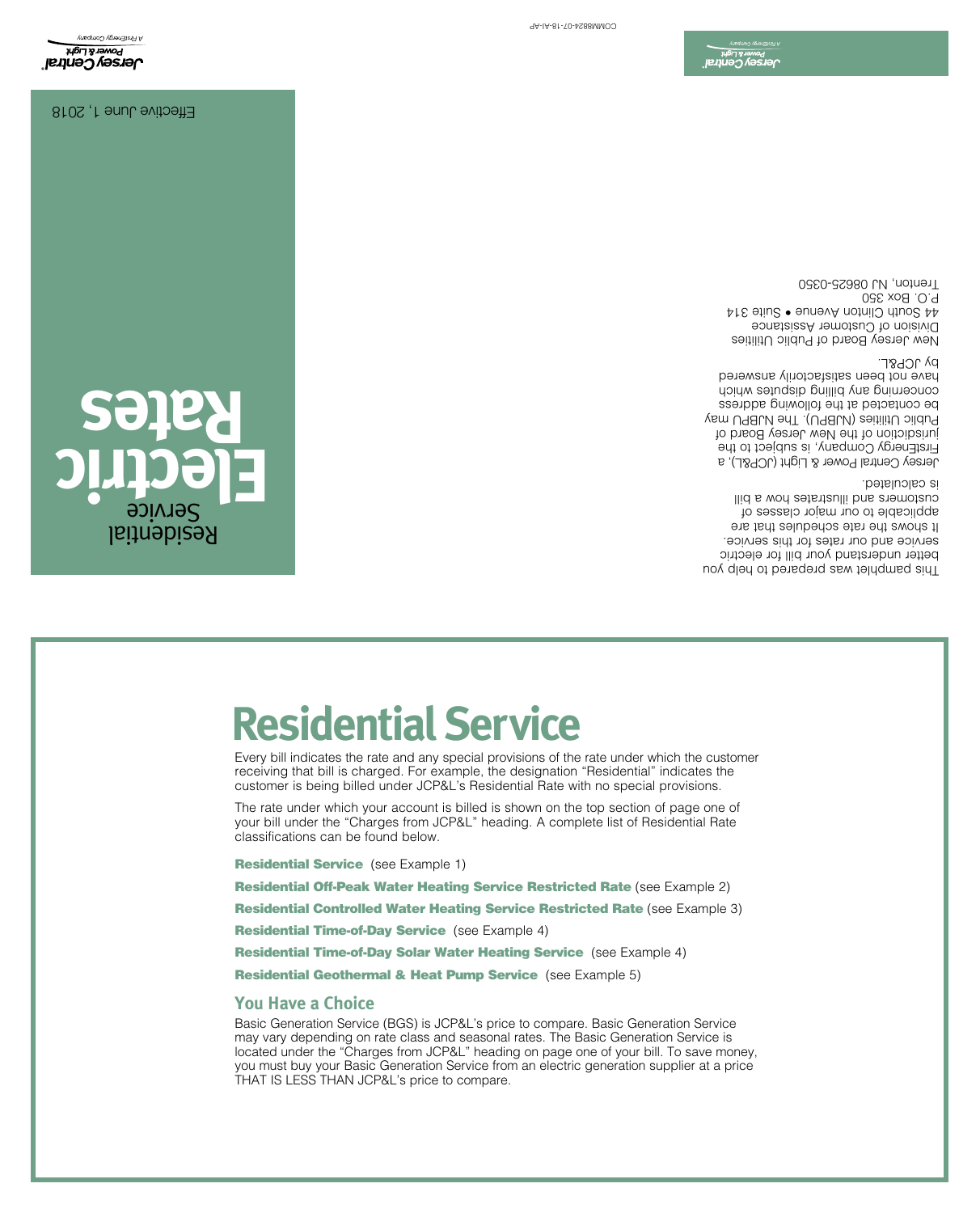Residential Service

# Electric Rates

Effective June 1, 2018

Jersey Central Power & Light
A FirstEnergy Company

This pamphlet was prepared to help you better understand your bill for electric service and our rates for this service. It shows the rate schedules that are applicable to our major classes of customers and illustrates how a bill is calculated.

Jersey Central Power & Light (JCP&L), a FirstEnergy Company, is subject to the jurisdiction of the New Jersey Board of Public Utilities (NJBPU). The NJBPU may be contacted at the following address concerning any billing disputes which have not been satisfactorily answered by JCP&L.

New Jersey Board of Public Utilities
Division of Customer Assistance
44 South Clinton Avenue • Suite 314
P.O. Box 350
Trenton, NJ 08625-0350

Jersey Central Power & Light
A FirstEnergy Company

COMM8824-07-18-AI-AP

# Residential Service

Every bill indicates the rate and any special provisions of the rate under which the customer receiving that bill is charged. For example, the designation "Residential" indicates the customer is being billed under JCP&L's Residential Rate with no special provisions.

The rate under which your account is billed is shown on the top section of page one of your bill under the "Charges from JCP&L" heading. A complete list of Residential Rate classifications can be found below.

**Residential Service** (see Example 1)

**Residential Off-Peak Water Heating Service Restricted Rate** (see Example 2)

**Residential Controlled Water Heating Service Restricted Rate** (see Example 3)

**Residential Time-of-Day Service** (see Example 4)

**Residential Time-of-Day Solar Water Heating Service** (see Example 4)

**Residential Geothermal & Heat Pump Service** (see Example 5)

## You Have a Choice

Basic Generation Service (BGS) is JCP&L's price to compare. Basic Generation Service may vary depending on rate class and seasonal rates. The Basic Generation Service is located under the "Charges from JCP&L" heading on page one of your bill. To save money, you must buy your Basic Generation Service from an electric generation supplier at a price THAT IS LESS THAN JCP&L's price to compare.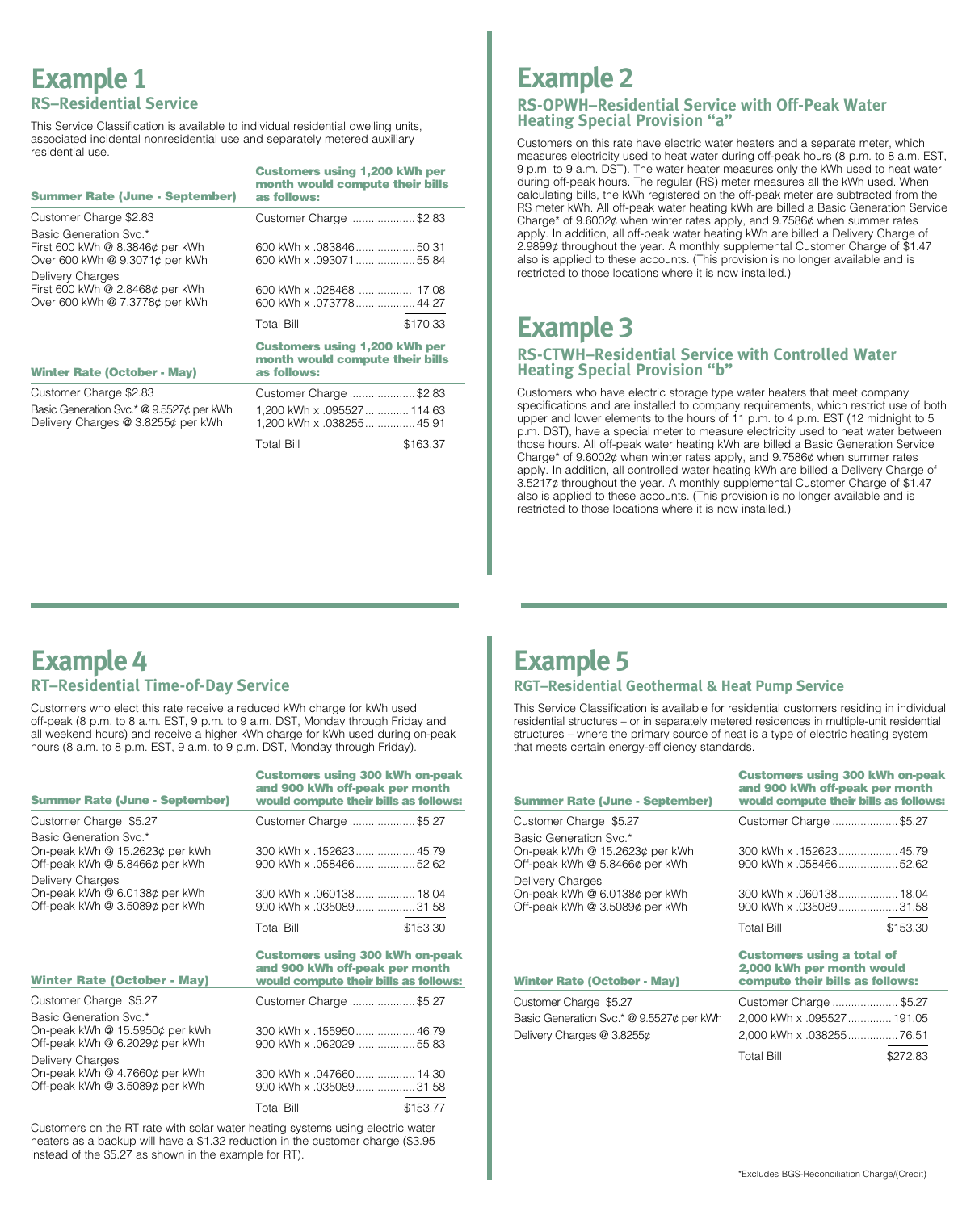# Example 1

## RS–Residential Service

This Service Classification is available to individual residential dwelling units, associated incidental nonresidential use and separately metered auxiliary residential use.

| Summer Rate (June - September) | Customers using 1,200 kWh per month would compute their bills as follows: | |
|---|---|---|
| Customer Charge $2.83 | Customer Charge | $2.83 |
| Basic Generation Svc.* | | |
| First 600 kWh @ 8.3846¢ per kWh | 600 kWh x .083846 | 50.31 |
| Over 600 kWh @ 9.3071¢ per kWh | 600 kWh x .093071 | 55.84 |
| Delivery Charges | | |
| First 600 kWh @ 2.8468¢ per kWh | 600 kWh x .028468 | 17.08 |
| Over 600 kWh @ 7.3778¢ per kWh | 600 kWh x .073778 | 44.27 |
| | Total Bill | $170.33 |

| Winter Rate (October - May) | Customers using 1,200 kWh per month would compute their bills as follows: | |
|---|---|---|
| Customer Charge $2.83 | Customer Charge | $2.83 |
| Basic Generation Svc.* @ 9.5527¢ per kWh | 1,200 kWh x .095527 | 114.63 |
| Delivery Charges @ 3.8255¢ per kWh | 1,200 kWh x .038255 | 45.91 |
| | Total Bill | $163.37 |

# Example 2

## RS-OPWH–Residential Service with Off-Peak Water Heating Special Provision "a"

Customers on this rate have electric water heaters and a separate meter, which measures electricity used to heat water during off-peak hours (8 p.m. to 8 a.m. EST, 9 p.m. to 9 a.m. DST). The water heater measures only the kWh used to heat water during off-peak hours. The regular (RS) meter measures all the kWh used. When calculating bills, the kWh registered on the off-peak meter are subtracted from the RS meter kWh. All off-peak water heating kWh are billed a Basic Generation Service Charge* of 9.6002¢ when winter rates apply, and 9.7586¢ when summer rates apply. In addition, all off-peak water heating kWh are billed a Delivery Charge of 2.9899¢ throughout the year. A monthly supplemental Customer Charge of $1.47 also is applied to these accounts. (This provision is no longer available and is restricted to those locations where it is now installed.)

# Example 3

## RS-CTWH–Residential Service with Controlled Water Heating Special Provision "b"

Customers who have electric storage type water heaters that meet company specifications and are installed to company requirements, which restrict use of both upper and lower elements to the hours of 11 p.m. to 4 p.m. EST (12 midnight to 5 p.m. DST), have a special meter to measure electricity used to heat water between those hours. All off-peak water heating kWh are billed a Basic Generation Service Charge* of 9.6002¢ when winter rates apply, and 9.7586¢ when summer rates apply. In addition, all controlled water heating kWh are billed a Delivery Charge of 3.5217¢ throughout the year. A monthly supplemental Customer Charge of $1.47 also is applied to these accounts. (This provision is no longer available and is restricted to those locations where it is now installed.)

# Example 4

## RT–Residential Time-of-Day Service

Customers who elect this rate receive a reduced kWh charge for kWh used off-peak (8 p.m. to 8 a.m. EST, 9 p.m. to 9 a.m. DST, Monday through Friday and all weekend hours) and receive a higher kWh charge for kWh used during on-peak hours (8 a.m. to 8 p.m. EST, 9 a.m. to 9 p.m. DST, Monday through Friday).

| Summer Rate (June - September) | Customers using 300 kWh on-peak and 900 kWh off-peak per month would compute their bills as follows: | |
|---|---|---|
| Customer Charge $5.27 | Customer Charge | $5.27 |
| Basic Generation Svc.* | | |
| On-peak kWh @ 15.2623¢ per kWh | 300 kWh x .152623 | 45.79 |
| Off-peak kWh @ 5.8466¢ per kWh | 900 kWh x .058466 | 52.62 |
| Delivery Charges | | |
| On-peak kWh @ 6.0138¢ per kWh | 300 kWh x .060138 | 18.04 |
| Off-peak kWh @ 3.5089¢ per kWh | 900 kWh x .035089 | 31.58 |
| | Total Bill | $153.30 |

| Winter Rate (October - May) | Customers using 300 kWh on-peak and 900 kWh off-peak per month would compute their bills as follows: | |
|---|---|---|
| Customer Charge $5.27 | Customer Charge | $5.27 |
| Basic Generation Svc.* | | |
| On-peak kWh @ 15.5950¢ per kWh | 300 kWh x .155950 | 46.79 |
| Off-peak kWh @ 6.2029¢ per kWh | 900 kWh x .062029 | 55.83 |
| Delivery Charges | | |
| On-peak kWh @ 4.7660¢ per kWh | 300 kWh x .047660 | 14.30 |
| Off-peak kWh @ 3.5089¢ per kWh | 900 kWh x .035089 | 31.58 |
| | Total Bill | $153.77 |

Customers on the RT rate with solar water heating systems using electric water heaters as a backup will have a $1.32 reduction in the customer charge ($3.95 instead of the $5.27 as shown in the example for RT).

# Example 5

## RGT–Residential Geothermal & Heat Pump Service

This Service Classification is available for residential customers residing in individual residential structures – or in separately metered residences in multiple-unit residential structures – where the primary source of heat is a type of electric heating system that meets certain energy-efficiency standards.

| Summer Rate (June - September) | Customers using 300 kWh on-peak and 900 kWh off-peak per month would compute their bills as follows: | |
|---|---|---|
| Customer Charge $5.27 | Customer Charge | $5.27 |
| Basic Generation Svc.* | | |
| On-peak kWh @ 15.2623¢ per kWh | 300 kWh x .152623 | 45.79 |
| Off-peak kWh @ 5.8466¢ per kWh | 900 kWh x .058466 | 52.62 |
| Delivery Charges | | |
| On-peak kWh @ 6.0138¢ per kWh | 300 kWh x .060138 | 18.04 |
| Off-peak kWh @ 3.5089¢ per kWh | 900 kWh x .035089 | 31.58 |
| | Total Bill | $153.30 |

| Winter Rate (October - May) | Customers using a total of 2,000 kWh per month would compute their bills as follows: | |
|---|---|---|
| Customer Charge $5.27 | Customer Charge | $5.27 |
| Basic Generation Svc.* @ 9.5527¢ per kWh | 2,000 kWh x .095527 | 191.05 |
| Delivery Charges @ 3.8255¢ | 2,000 kWh x .038255 | 76.51 |
| | Total Bill | $272.83 |

*Excludes BGS-Reconciliation Charge/(Credit)